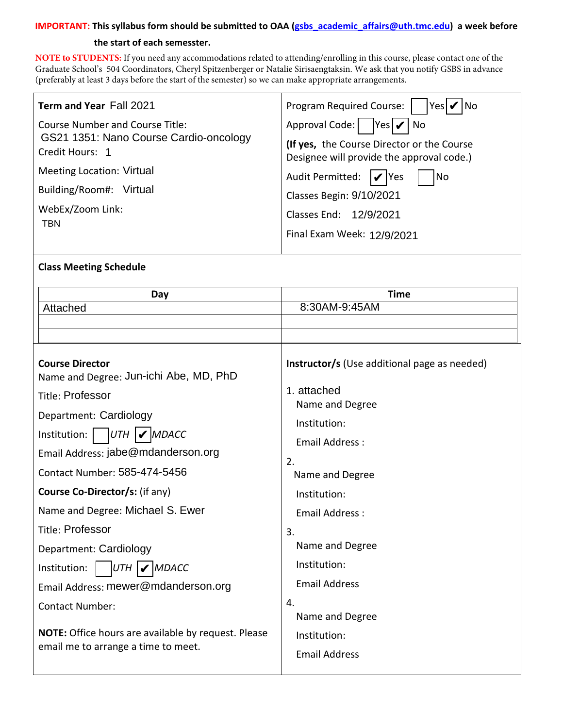**IMPORTANT: This syllabus form should be submitted to OAA (gsbs_academic_affairs@uth.tmc.edu) a week before the start of each semesster.**

**NOTE to STUDENTS:** If you need any accommodations related to attending/enrolling in this course, please contact one of the Graduate School's 504 Coordinators, Cheryl Spitzenberger or Natalie Sirisaengtaksin. We ask that you notify GSBS in advance (preferably at least 3 days before the start of the semester) so we can make appropriate arrangements.

**Term and Year** Fall 2021

Course Number and Course Title:
GS21 1351: Nano Course Cardio-oncology

Credit Hours: 1

Meeting Location: Virtual

Building/Room#: Virtual

WebEx/Zoom Link:
TBN

Program Required Course: ☐ Yes ☑ No

Approval Code: ☐ Yes ☑ No

**(If yes,** the Course Director or the Course Designee will provide the approval code.)

Audit Permitted: ☑ Yes ☐ No

Classes Begin: 9/10/2021

Classes End: 12/9/2021

Final Exam Week: 12/9/2021

**Class Meeting Schedule**

| Day | Time |
|---|---|
| Attached | 8:30AM-9:45AM |
| | |
| | |

**Course Director**

Name and Degree: Jun-ichi Abe, MD, PhD

Title: Professor

Department: Cardiology

Institution: ☐ *UTH* ☑ *MDACC*

Email Address: jabe@mdanderson.org

Contact Number: 585-474-5456

**Course Co-Director/s:** (if any)

Name and Degree: Michael S. Ewer

Title: Professor

Department: Cardiology

Institution: ☐ *UTH* ☑ *MDACC*

Email Address: mewer@mdanderson.org

Contact Number:

**NOTE:** Office hours are available by request. Please email me to arrange a time to meet.

**Instructor/s** (Use additional page as needed)

1. attached
   Name and Degree
   Institution:
   Email Address :

2. Name and Degree
   Institution:
   Email Address :

3. Name and Degree
   Institution:
   Email Address

4. Name and Degree
   Institution:
   Email Address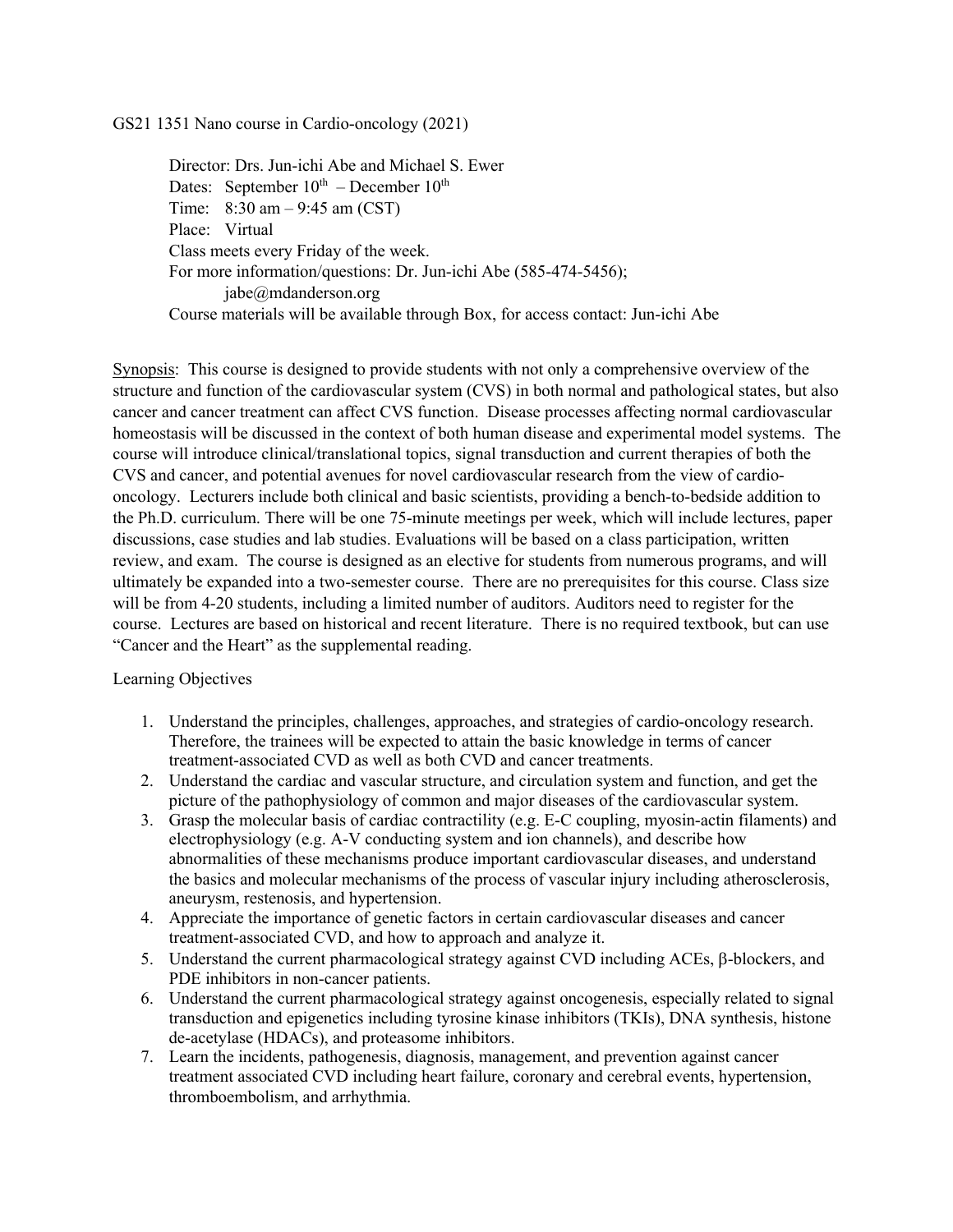GS21 1351 Nano course in Cardio-oncology (2021)

Director: Drs. Jun-ichi Abe and Michael S. Ewer
Dates: September 10th – December 10th
Time: 8:30 am – 9:45 am (CST)
Place: Virtual
Class meets every Friday of the week.
For more information/questions: Dr. Jun-ichi Abe (585-474-5456); jabe@mdanderson.org
Course materials will be available through Box, for access contact: Jun-ichi Abe

Synopsis: This course is designed to provide students with not only a comprehensive overview of the structure and function of the cardiovascular system (CVS) in both normal and pathological states, but also cancer and cancer treatment can affect CVS function. Disease processes affecting normal cardiovascular homeostasis will be discussed in the context of both human disease and experimental model systems. The course will introduce clinical/translational topics, signal transduction and current therapies of both the CVS and cancer, and potential avenues for novel cardiovascular research from the view of cardio-oncology. Lecturers include both clinical and basic scientists, providing a bench-to-bedside addition to the Ph.D. curriculum. There will be one 75-minute meetings per week, which will include lectures, paper discussions, case studies and lab studies. Evaluations will be based on a class participation, written review, and exam. The course is designed as an elective for students from numerous programs, and will ultimately be expanded into a two-semester course. There are no prerequisites for this course. Class size will be from 4-20 students, including a limited number of auditors. Auditors need to register for the course. Lectures are based on historical and recent literature. There is no required textbook, but can use "Cancer and the Heart" as the supplemental reading.

Learning Objectives

1. Understand the principles, challenges, approaches, and strategies of cardio-oncology research. Therefore, the trainees will be expected to attain the basic knowledge in terms of cancer treatment-associated CVD as well as both CVD and cancer treatments.
2. Understand the cardiac and vascular structure, and circulation system and function, and get the picture of the pathophysiology of common and major diseases of the cardiovascular system.
3. Grasp the molecular basis of cardiac contractility (e.g. E-C coupling, myosin-actin filaments) and electrophysiology (e.g. A-V conducting system and ion channels), and describe how abnormalities of these mechanisms produce important cardiovascular diseases, and understand the basics and molecular mechanisms of the process of vascular injury including atherosclerosis, aneurysm, restenosis, and hypertension.
4. Appreciate the importance of genetic factors in certain cardiovascular diseases and cancer treatment-associated CVD, and how to approach and analyze it.
5. Understand the current pharmacological strategy against CVD including ACEs, β-blockers, and PDE inhibitors in non-cancer patients.
6. Understand the current pharmacological strategy against oncogenesis, especially related to signal transduction and epigenetics including tyrosine kinase inhibitors (TKIs), DNA synthesis, histone de-acetylase (HDACs), and proteasome inhibitors.
7. Learn the incidents, pathogenesis, diagnosis, management, and prevention against cancer treatment associated CVD including heart failure, coronary and cerebral events, hypertension, thromboembolism, and arrhythmia.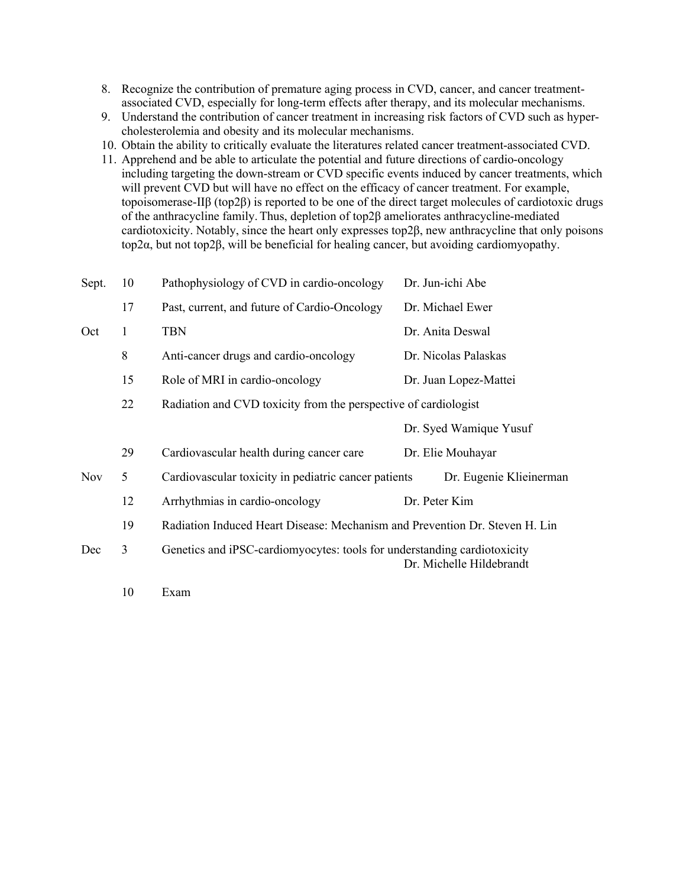8. Recognize the contribution of premature aging process in CVD, cancer, and cancer treatment-associated CVD, especially for long-term effects after therapy, and its molecular mechanisms.
9. Understand the contribution of cancer treatment in increasing risk factors of CVD such as hyper-cholesterolemia and obesity and its molecular mechanisms.
10. Obtain the ability to critically evaluate the literatures related cancer treatment-associated CVD.
11. Apprehend and be able to articulate the potential and future directions of cardio-oncology including targeting the down-stream or CVD specific events induced by cancer treatments, which will prevent CVD but will have no effect on the efficacy of cancer treatment. For example, topoisomerase-IIβ (top2β) is reported to be one of the direct target molecules of cardiotoxic drugs of the anthracycline family. Thus, depletion of top2β ameliorates anthracycline-mediated cardiotoxicity. Notably, since the heart only expresses top2β, new anthracycline that only poisons top2α, but not top2β, will be beneficial for healing cancer, but avoiding cardiomyopathy.

| Month | Day | Topic | Lecturer |
|---|---|---|---|
| Sept. | 10 | Pathophysiology of CVD in cardio-oncology | Dr. Jun-ichi Abe |
| | 17 | Past, current, and future of Cardio-Oncology | Dr. Michael Ewer |
| Oct | 1 | TBN | Dr. Anita Deswal |
| | 8 | Anti-cancer drugs and cardio-oncology | Dr. Nicolas Palaskas |
| | 15 | Role of MRI in cardio-oncology | Dr. Juan Lopez-Mattei |
| | 22 | Radiation and CVD toxicity from the perspective of cardiologist | Dr. Syed Wamique Yusuf |
| | 29 | Cardiovascular health during cancer care | Dr. Elie Mouhayar |
| Nov | 5 | Cardiovascular toxicity in pediatric cancer patients | Dr. Eugenie Klieinerman |
| | 12 | Arrhythmias in cardio-oncology | Dr. Peter Kim |
| | 19 | Radiation Induced Heart Disease: Mechanism and Prevention | Dr. Steven H. Lin |
| Dec | 3 | Genetics and iPSC-cardiomyocytes: tools for understanding cardiotoxicity | Dr. Michelle Hildebrandt |
| | 10 | Exam | |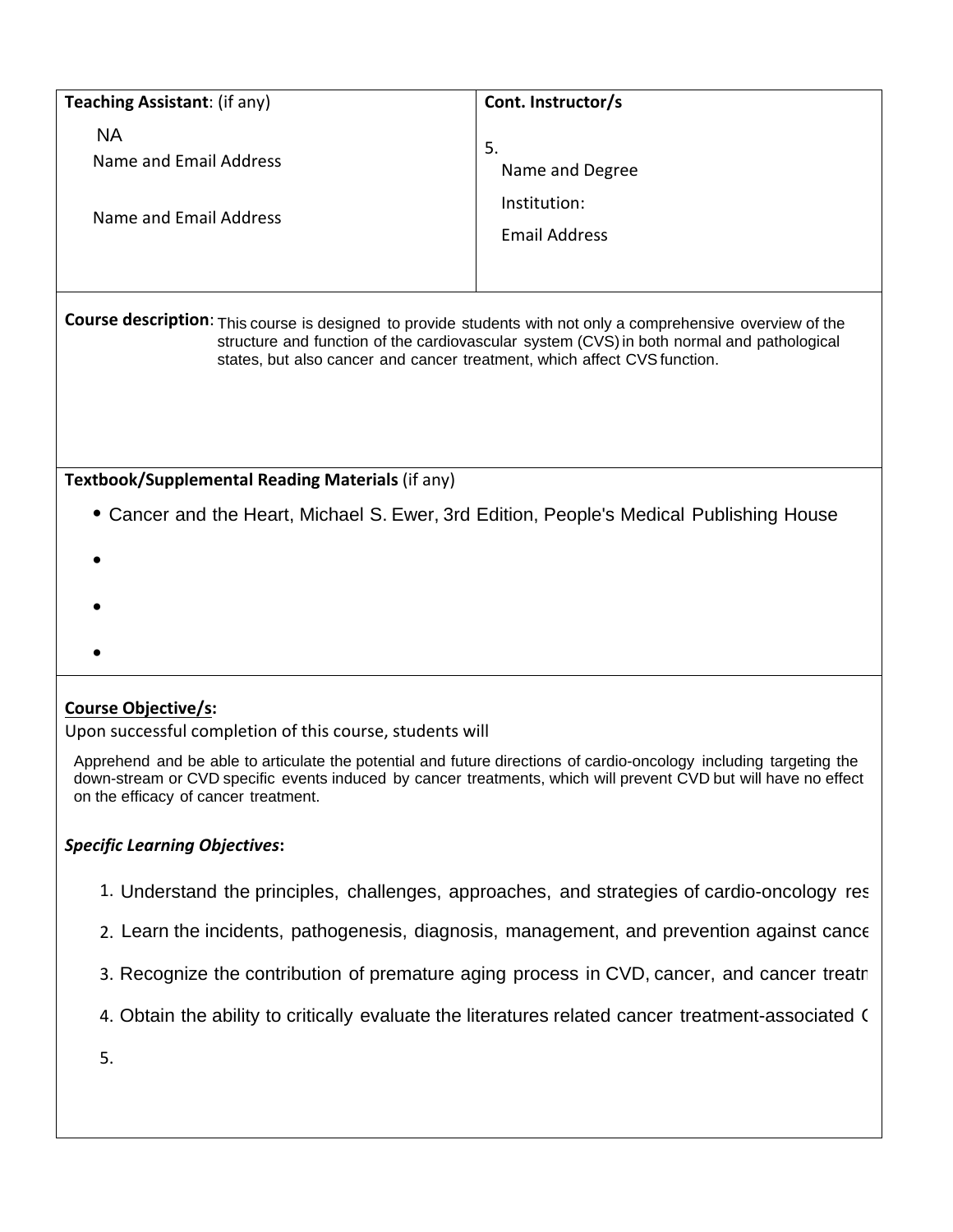| **Teaching Assistant**: (if any) | **Cont. Instructor/s** |
| --- | --- |
| NA<br>Name and Email Address<br><br>Name and Email Address | 5.<br>Name and Degree<br>Institution:<br>Email Address |

**Course description**: This course is designed to provide students with not only a comprehensive overview of the structure and function of the cardiovascular system (CVS) in both normal and pathological states, but also cancer and cancer treatment, which affect CVS function.

**Textbook/Supplemental Reading Materials** (if any)

- Cancer and the Heart, Michael S. Ewer, 3rd Edition, People's Medical Publishing House
-
-
-

**Course Objective/s:**

Upon successful completion of this course, students will

Apprehend and be able to articulate the potential and future directions of cardio-oncology including targeting the down-stream or CVD specific events induced by cancer treatments, which will prevent CVD but will have no effect on the efficacy of cancer treatment.

***Specific Learning Objectives*:**

1. Understand the principles, challenges, approaches, and strategies of cardio-oncology res
2. Learn the incidents, pathogenesis, diagnosis, management, and prevention against cance
3. Recognize the contribution of premature aging process in CVD, cancer, and cancer treatn
4. Obtain the ability to critically evaluate the literatures related cancer treatment-associated C
5.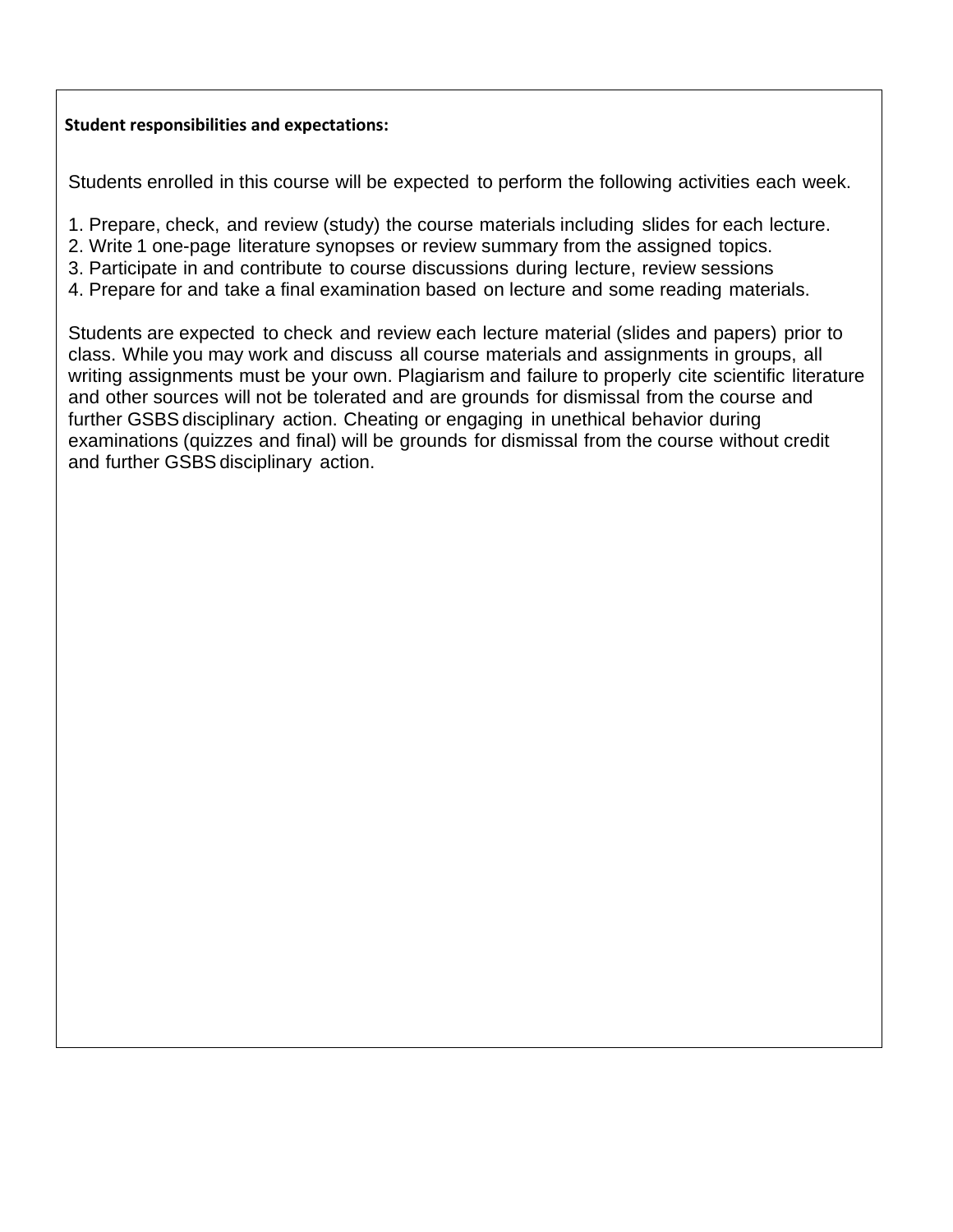**Student responsibilities and expectations:**

Students enrolled in this course will be expected to perform the following activities each week.

1. Prepare, check, and review (study) the course materials including slides for each lecture.
2. Write 1 one-page literature synopses or review summary from the assigned topics.
3. Participate in and contribute to course discussions during lecture, review sessions
4. Prepare for and take a final examination based on lecture and some reading materials.

Students are expected to check and review each lecture material (slides and papers) prior to class. While you may work and discuss all course materials and assignments in groups, all writing assignments must be your own. Plagiarism and failure to properly cite scientific literature and other sources will not be tolerated and are grounds for dismissal from the course and further GSBS disciplinary action. Cheating or engaging in unethical behavior during examinations (quizzes and final) will be grounds for dismissal from the course without credit and further GSBS disciplinary action.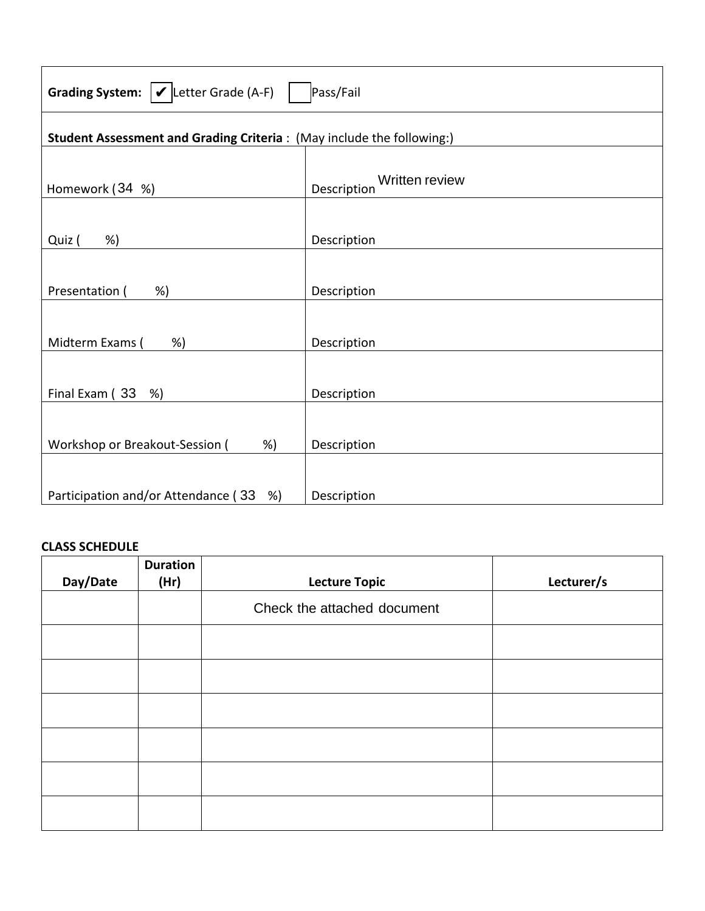| **Grading System:** ✔ Letter Grade (A-F) ☐ Pass/Fail | |
|---|---|
| **Student Assessment and Grading Criteria** : (May include the following:) | |
| Homework ( 34 %) | Description Written review |
| Quiz ( %) | Description |
| Presentation ( %) | Description |
| Midterm Exams ( %) | Description |
| Final Exam ( 33 %) | Description |
| Workshop or Breakout-Session ( %) | Description |
| Participation and/or Attendance ( 33 %) | Description |

**CLASS SCHEDULE**

| Day/Date | Duration (Hr) | Lecture Topic | Lecturer/s |
|---|---|---|---|
| | | Check the attached document | |
| | | | |
| | | | |
| | | | |
| | | | |
| | | | |
| | | | |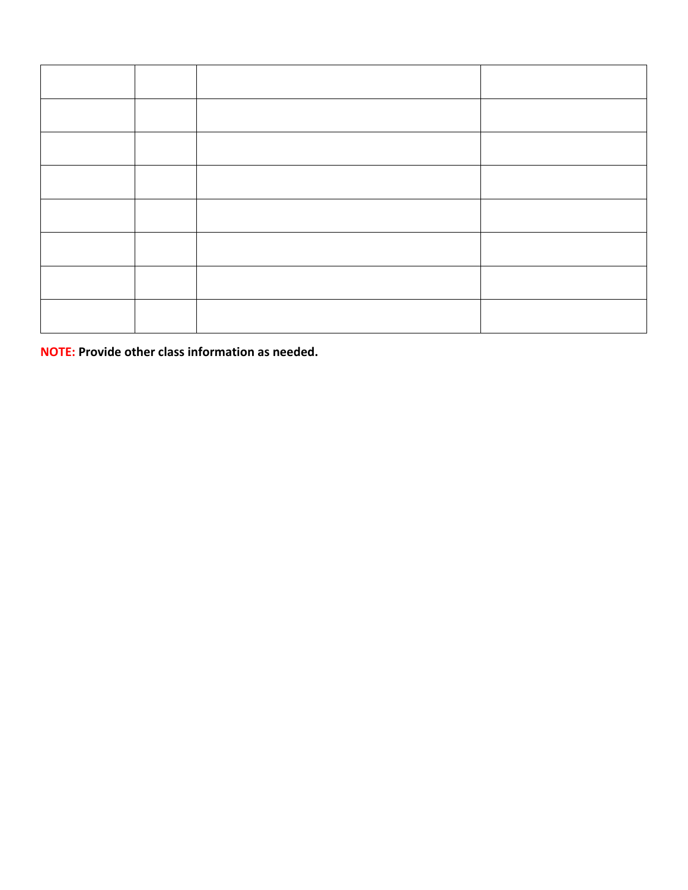| | | | |
|---|---|---|---|
| | | | |
| | | | |
| | | | |
| | | | |
| | | | |
| | | | |
| | | | |

**NOTE: Provide other class information as needed.**